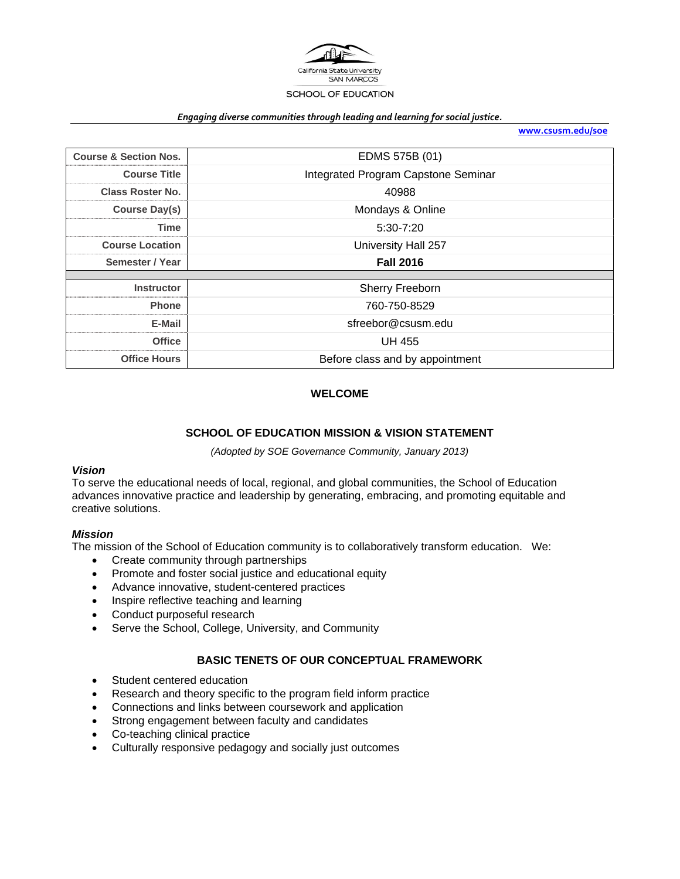California State University SAN MARCOS

SCHOOL OF EDUCATION

*Engaging diverse communities through leading and learning for social justice.*

www.csusm.edu/soe

| | |
|---|---|
| **Course & Section Nos.** | EDMS 575B (01) |
| **Course Title** | Integrated Program Capstone Seminar |
| **Class Roster No.** | 40988 |
| **Course Day(s)** | Mondays & Online |
| **Time** | 5:30-7:20 |
| **Course Location** | University Hall 257 |
| **Semester / Year** | **Fall 2016** |
| | |
| **Instructor** | Sherry Freeborn |
| **Phone** | 760-750-8529 |
| **E-Mail** | sfreebor@csusm.edu |
| **Office** | UH 455 |
| **Office Hours** | Before class and by appointment |

## WELCOME

## SCHOOL OF EDUCATION MISSION & VISION STATEMENT

*(Adopted by SOE Governance Community, January 2013)*

### *Vision*

To serve the educational needs of local, regional, and global communities, the School of Education advances innovative practice and leadership by generating, embracing, and promoting equitable and creative solutions.

### *Mission*

The mission of the School of Education community is to collaboratively transform education. We:

- Create community through partnerships
- Promote and foster social justice and educational equity
- Advance innovative, student-centered practices
- Inspire reflective teaching and learning
- Conduct purposeful research
- Serve the School, College, University, and Community

## BASIC TENETS OF OUR CONCEPTUAL FRAMEWORK

- Student centered education
- Research and theory specific to the program field inform practice
- Connections and links between coursework and application
- Strong engagement between faculty and candidates
- Co-teaching clinical practice
- Culturally responsive pedagogy and socially just outcomes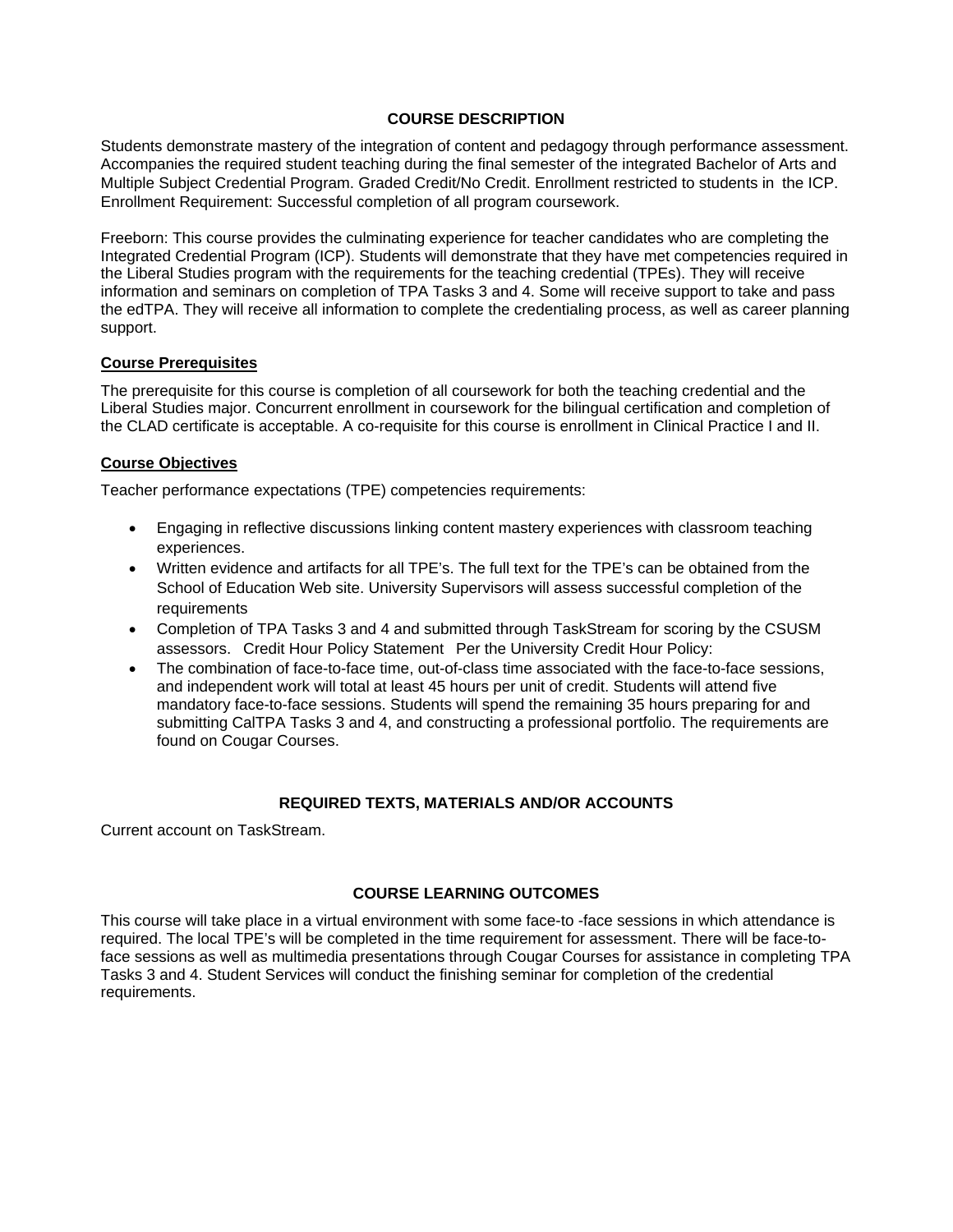## COURSE DESCRIPTION

Students demonstrate mastery of the integration of content and pedagogy through performance assessment. Accompanies the required student teaching during the final semester of the integrated Bachelor of Arts and Multiple Subject Credential Program. Graded Credit/No Credit. Enrollment restricted to students in the ICP. Enrollment Requirement: Successful completion of all program coursework.

Freeborn: This course provides the culminating experience for teacher candidates who are completing the Integrated Credential Program (ICP). Students will demonstrate that they have met competencies required in the Liberal Studies program with the requirements for the teaching credential (TPEs). They will receive information and seminars on completion of TPA Tasks 3 and 4. Some will receive support to take and pass the edTPA. They will receive all information to complete the credentialing process, as well as career planning support.

### Course Prerequisites

The prerequisite for this course is completion of all coursework for both the teaching credential and the Liberal Studies major. Concurrent enrollment in coursework for the bilingual certification and completion of the CLAD certificate is acceptable. A co-requisite for this course is enrollment in Clinical Practice I and II.

### Course Objectives

Teacher performance expectations (TPE) competencies requirements:

- Engaging in reflective discussions linking content mastery experiences with classroom teaching experiences.
- Written evidence and artifacts for all TPE's. The full text for the TPE's can be obtained from the School of Education Web site. University Supervisors will assess successful completion of the requirements
- Completion of TPA Tasks 3 and 4 and submitted through TaskStream for scoring by the CSUSM assessors. Credit Hour Policy Statement Per the University Credit Hour Policy:
- The combination of face-to-face time, out-of-class time associated with the face-to-face sessions, and independent work will total at least 45 hours per unit of credit. Students will attend five mandatory face-to-face sessions. Students will spend the remaining 35 hours preparing for and submitting CalTPA Tasks 3 and 4, and constructing a professional portfolio. The requirements are found on Cougar Courses.

## REQUIRED TEXTS, MATERIALS AND/OR ACCOUNTS

Current account on TaskStream.

## COURSE LEARNING OUTCOMES

This course will take place in a virtual environment with some face-to -face sessions in which attendance is required. The local TPE's will be completed in the time requirement for assessment. There will be face-to-face sessions as well as multimedia presentations through Cougar Courses for assistance in completing TPA Tasks 3 and 4. Student Services will conduct the finishing seminar for completion of the credential requirements.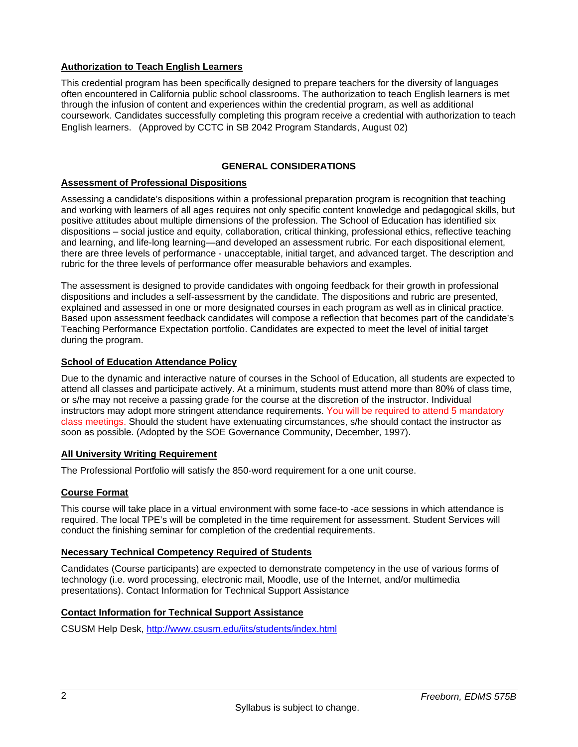**Authorization to Teach English Learners**

This credential program has been specifically designed to prepare teachers for the diversity of languages often encountered in California public school classrooms. The authorization to teach English learners is met through the infusion of content and experiences within the credential program, as well as additional coursework. Candidates successfully completing this program receive a credential with authorization to teach English learners. (Approved by CCTC in SB 2042 Program Standards, August 02)

## GENERAL CONSIDERATIONS

**Assessment of Professional Dispositions**

Assessing a candidate's dispositions within a professional preparation program is recognition that teaching and working with learners of all ages requires not only specific content knowledge and pedagogical skills, but positive attitudes about multiple dimensions of the profession. The School of Education has identified six dispositions – social justice and equity, collaboration, critical thinking, professional ethics, reflective teaching and learning, and life-long learning—and developed an assessment rubric. For each dispositional element, there are three levels of performance - unacceptable, initial target, and advanced target. The description and rubric for the three levels of performance offer measurable behaviors and examples.

The assessment is designed to provide candidates with ongoing feedback for their growth in professional dispositions and includes a self-assessment by the candidate. The dispositions and rubric are presented, explained and assessed in one or more designated courses in each program as well as in clinical practice. Based upon assessment feedback candidates will compose a reflection that becomes part of the candidate's Teaching Performance Expectation portfolio. Candidates are expected to meet the level of initial target during the program.

**School of Education Attendance Policy**

Due to the dynamic and interactive nature of courses in the School of Education, all students are expected to attend all classes and participate actively. At a minimum, students must attend more than 80% of class time, or s/he may not receive a passing grade for the course at the discretion of the instructor. Individual instructors may adopt more stringent attendance requirements. You will be required to attend 5 mandatory class meetings. Should the student have extenuating circumstances, s/he should contact the instructor as soon as possible. (Adopted by the SOE Governance Community, December, 1997).

**All University Writing Requirement**

The Professional Portfolio will satisfy the 850-word requirement for a one unit course.

**Course Format**

This course will take place in a virtual environment with some face-to -ace sessions in which attendance is required. The local TPE's will be completed in the time requirement for assessment. Student Services will conduct the finishing seminar for completion of the credential requirements.

**Necessary Technical Competency Required of Students**

Candidates (Course participants) are expected to demonstrate competency in the use of various forms of technology (i.e. word processing, electronic mail, Moodle, use of the Internet, and/or multimedia presentations). Contact Information for Technical Support Assistance

**Contact Information for Technical Support Assistance**

CSUSM Help Desk, http://www.csusm.edu/iits/students/index.html

Syllabus is subject to change.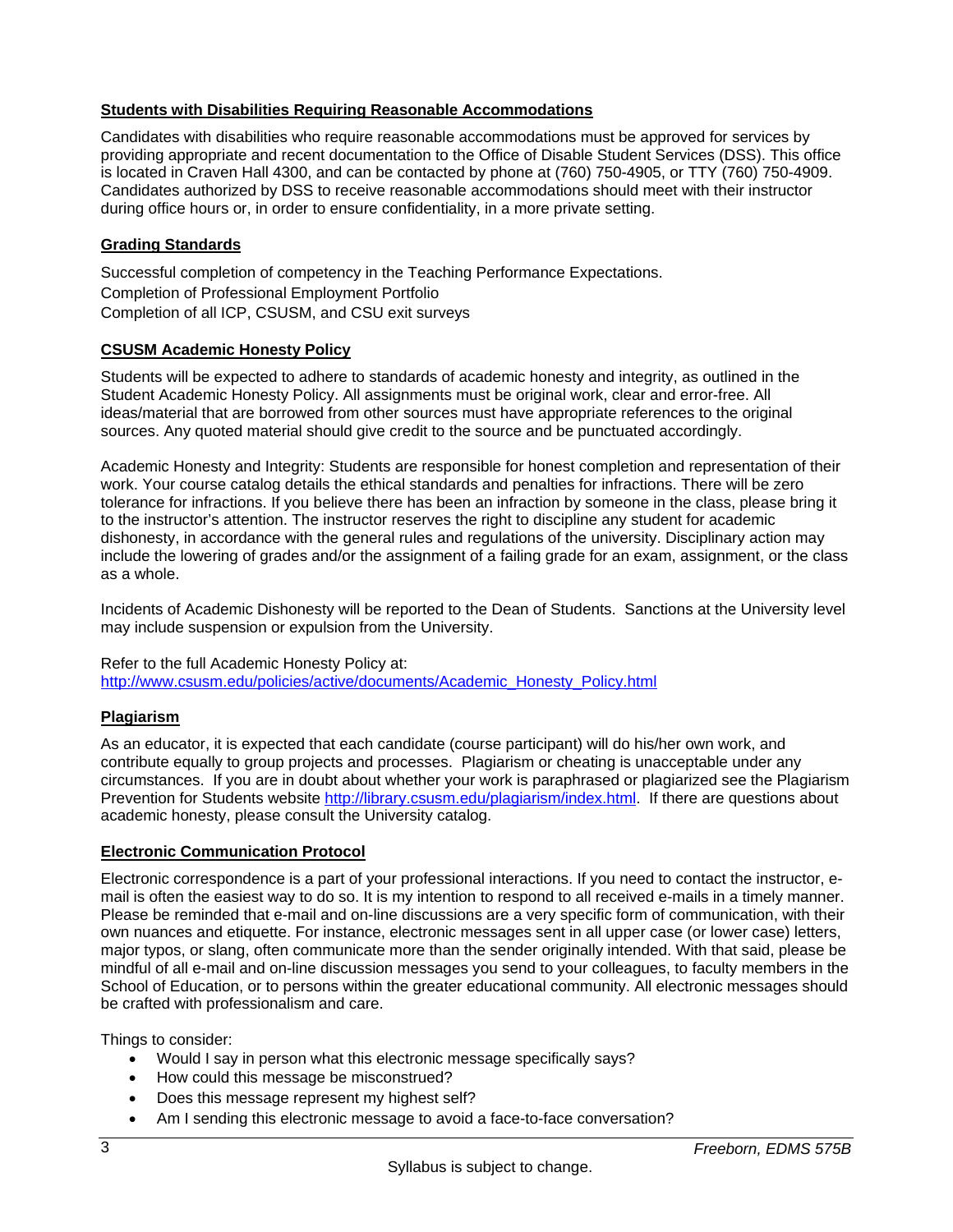## Students with Disabilities Requiring Reasonable Accommodations

Candidates with disabilities who require reasonable accommodations must be approved for services by providing appropriate and recent documentation to the Office of Disable Student Services (DSS). This office is located in Craven Hall 4300, and can be contacted by phone at (760) 750-4905, or TTY (760) 750-4909. Candidates authorized by DSS to receive reasonable accommodations should meet with their instructor during office hours or, in order to ensure confidentiality, in a more private setting.

## Grading Standards

Successful completion of competency in the Teaching Performance Expectations.
Completion of Professional Employment Portfolio
Completion of all ICP, CSUSM, and CSU exit surveys

## CSUSM Academic Honesty Policy

Students will be expected to adhere to standards of academic honesty and integrity, as outlined in the Student Academic Honesty Policy. All assignments must be original work, clear and error-free. All ideas/material that are borrowed from other sources must have appropriate references to the original sources. Any quoted material should give credit to the source and be punctuated accordingly.

Academic Honesty and Integrity: Students are responsible for honest completion and representation of their work. Your course catalog details the ethical standards and penalties for infractions. There will be zero tolerance for infractions. If you believe there has been an infraction by someone in the class, please bring it to the instructor's attention. The instructor reserves the right to discipline any student for academic dishonesty, in accordance with the general rules and regulations of the university. Disciplinary action may include the lowering of grades and/or the assignment of a failing grade for an exam, assignment, or the class as a whole.

Incidents of Academic Dishonesty will be reported to the Dean of Students. Sanctions at the University level may include suspension or expulsion from the University.

Refer to the full Academic Honesty Policy at:
http://www.csusm.edu/policies/active/documents/Academic_Honesty_Policy.html

## Plagiarism

As an educator, it is expected that each candidate (course participant) will do his/her own work, and contribute equally to group projects and processes. Plagiarism or cheating is unacceptable under any circumstances. If you are in doubt about whether your work is paraphrased or plagiarized see the Plagiarism Prevention for Students website http://library.csusm.edu/plagiarism/index.html. If there are questions about academic honesty, please consult the University catalog.

## Electronic Communication Protocol

Electronic correspondence is a part of your professional interactions. If you need to contact the instructor, e-mail is often the easiest way to do so. It is my intention to respond to all received e-mails in a timely manner. Please be reminded that e-mail and on-line discussions are a very specific form of communication, with their own nuances and etiquette. For instance, electronic messages sent in all upper case (or lower case) letters, major typos, or slang, often communicate more than the sender originally intended. With that said, please be mindful of all e-mail and on-line discussion messages you send to your colleagues, to faculty members in the School of Education, or to persons within the greater educational community. All electronic messages should be crafted with professionalism and care.

Things to consider:

- Would I say in person what this electronic message specifically says?
- How could this message be misconstrued?
- Does this message represent my highest self?
- Am I sending this electronic message to avoid a face-to-face conversation?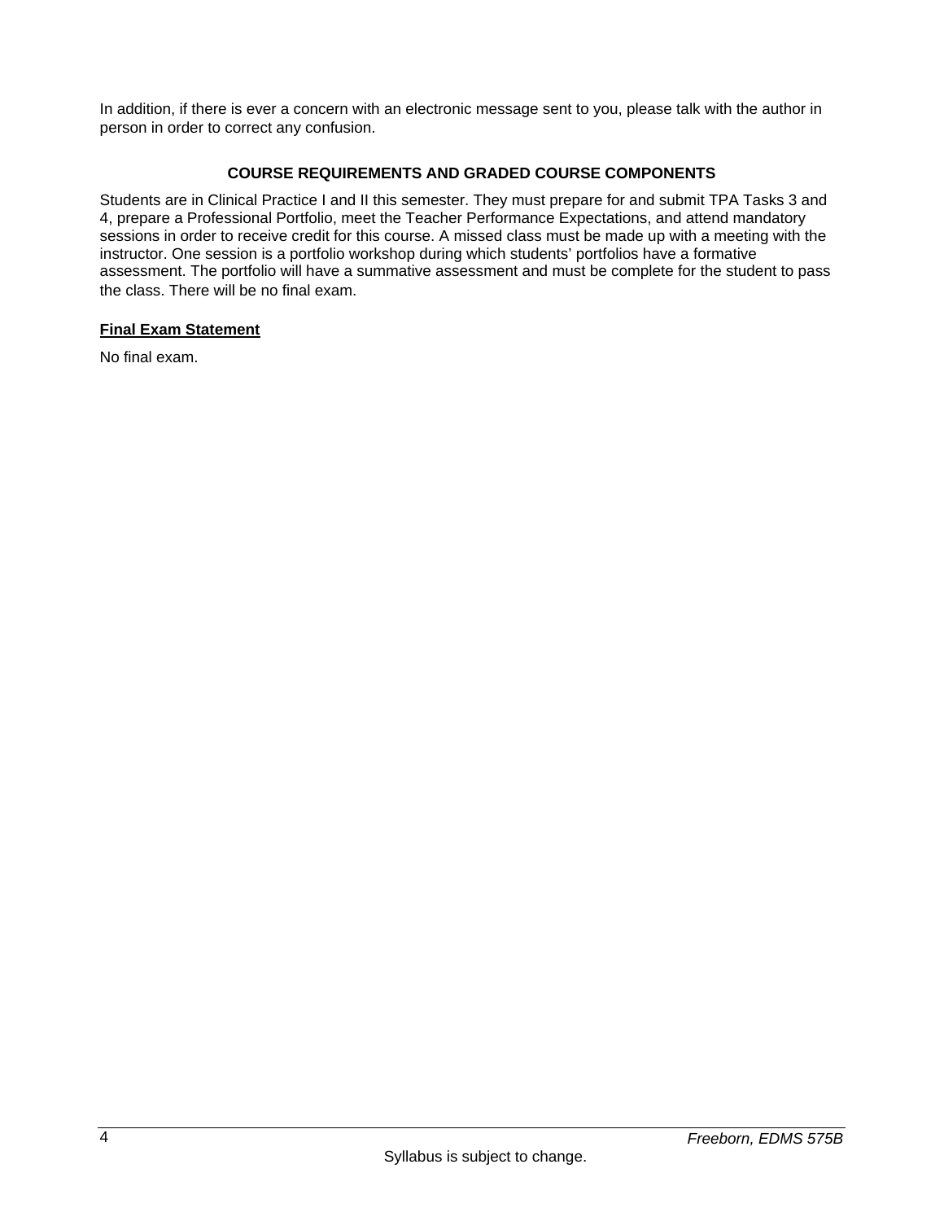In addition, if there is ever a concern with an electronic message sent to you, please talk with the author in person in order to correct any confusion.

## COURSE REQUIREMENTS AND GRADED COURSE COMPONENTS

Students are in Clinical Practice I and II this semester. They must prepare for and submit TPA Tasks 3 and 4, prepare a Professional Portfolio, meet the Teacher Performance Expectations, and attend mandatory sessions in order to receive credit for this course. A missed class must be made up with a meeting with the instructor. One session is a portfolio workshop during which students' portfolios have a formative assessment. The portfolio will have a summative assessment and must be complete for the student to pass the class. There will be no final exam.

### Final Exam Statement

No final exam.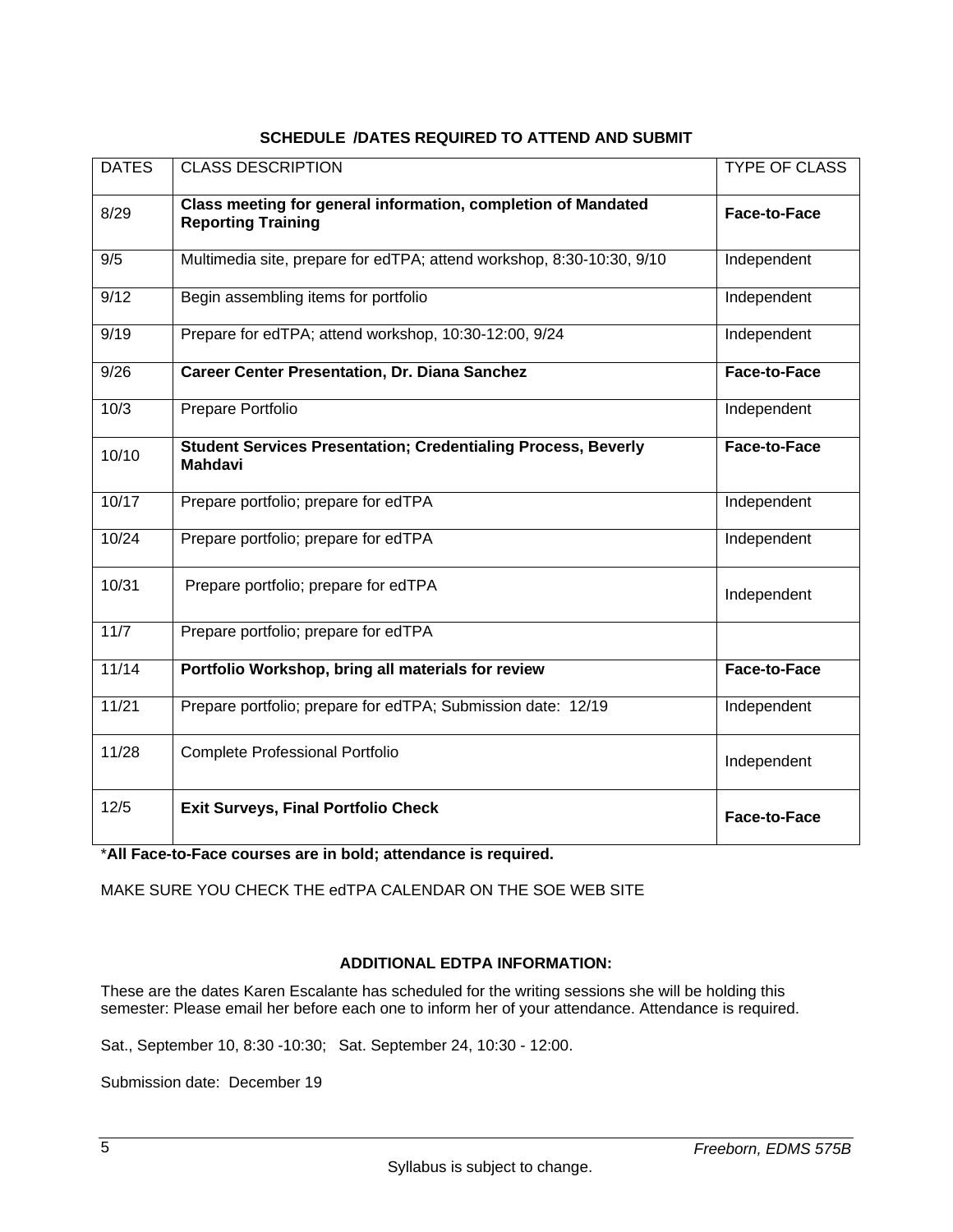## SCHEDULE /DATES REQUIRED TO ATTEND AND SUBMIT

| DATES | CLASS DESCRIPTION | TYPE OF CLASS |
|---|---|---|
| 8/29 | **Class meeting for general information, completion of Mandated Reporting Training** | **Face-to-Face** |
| 9/5 | Multimedia site, prepare for edTPA; attend workshop, 8:30-10:30, 9/10 | Independent |
| 9/12 | Begin assembling items for portfolio | Independent |
| 9/19 | Prepare for edTPA; attend workshop, 10:30-12:00, 9/24 | Independent |
| 9/26 | **Career Center Presentation, Dr. Diana Sanchez** | **Face-to-Face** |
| 10/3 | Prepare Portfolio | Independent |
| 10/10 | **Student Services Presentation; Credentialing Process, Beverly Mahdavi** | **Face-to-Face** |
| 10/17 | Prepare portfolio; prepare for edTPA | Independent |
| 10/24 | Prepare portfolio; prepare for edTPA | Independent |
| 10/31 | Prepare portfolio; prepare for edTPA | Independent |
| 11/7 | Prepare portfolio; prepare for edTPA | |
| 11/14 | **Portfolio Workshop, bring all materials for review** | **Face-to-Face** |
| 11/21 | Prepare portfolio; prepare for edTPA; Submission date: 12/19 | Independent |
| 11/28 | Complete Professional Portfolio | Independent |
| 12/5 | **Exit Surveys, Final Portfolio Check** | **Face-to-Face** |

\***All Face-to-Face courses are in bold; attendance is required.**

MAKE SURE YOU CHECK THE edTPA CALENDAR ON THE SOE WEB SITE

### ADDITIONAL EDTPA INFORMATION:

These are the dates Karen Escalante has scheduled for the writing sessions she will be holding this semester: Please email her before each one to inform her of your attendance. Attendance is required.

Sat., September 10, 8:30 -10:30; Sat. September 24, 10:30 - 12:00.

Submission date: December 19

Syllabus is subject to change.